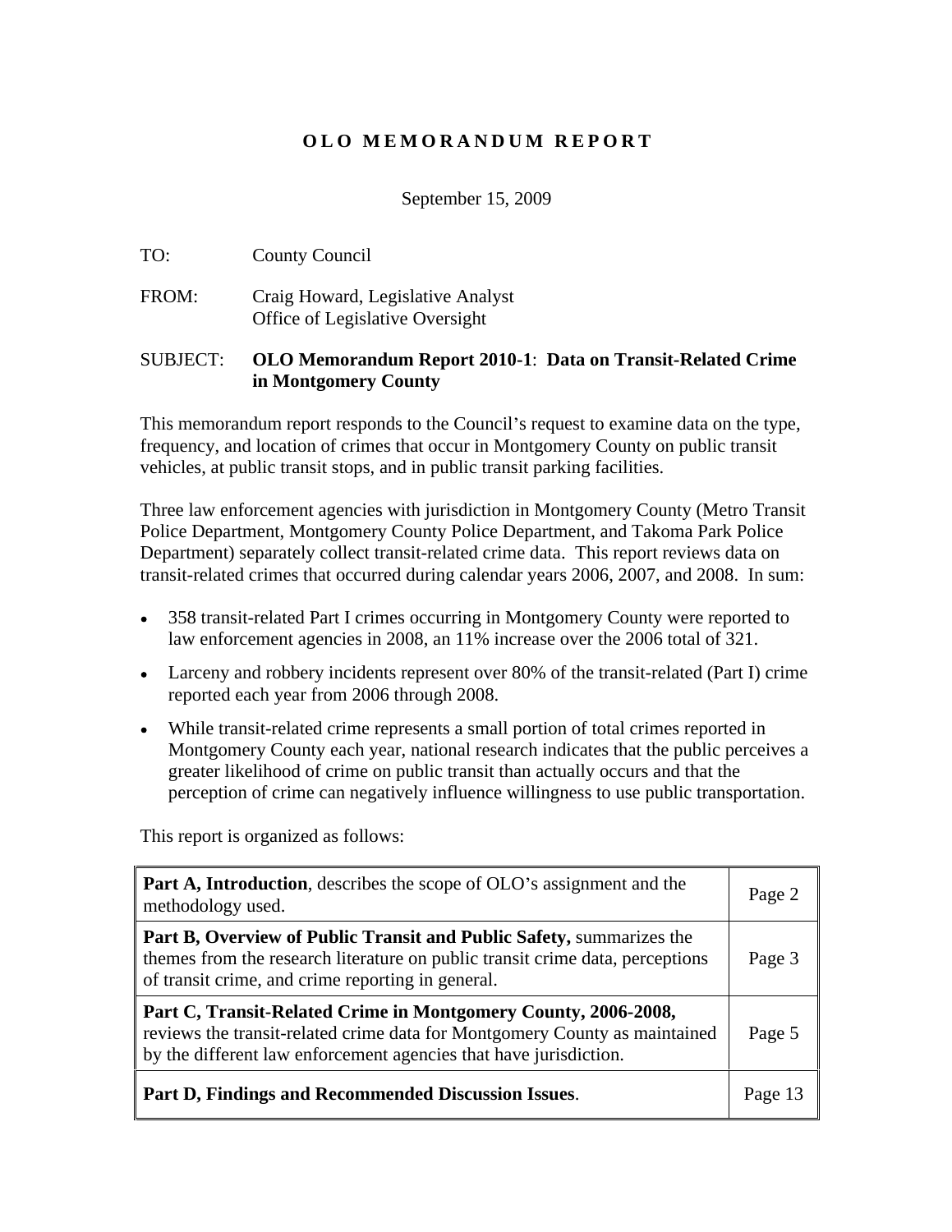# OLO MEMORANDUM REPORT

September 15, 2009

TO: County Council

FROM: Craig Howard, Legislative Analyst
Office of Legislative Oversight

SUBJECT: **OLO Memorandum Report 2010-1**: **Data on Transit-Related Crime in Montgomery County**

This memorandum report responds to the Council's request to examine data on the type, frequency, and location of crimes that occur in Montgomery County on public transit vehicles, at public transit stops, and in public transit parking facilities.

Three law enforcement agencies with jurisdiction in Montgomery County (Metro Transit Police Department, Montgomery County Police Department, and Takoma Park Police Department) separately collect transit-related crime data. This report reviews data on transit-related crimes that occurred during calendar years 2006, 2007, and 2008. In sum:

- 358 transit-related Part I crimes occurring in Montgomery County were reported to law enforcement agencies in 2008, an 11% increase over the 2006 total of 321.
- Larceny and robbery incidents represent over 80% of the transit-related (Part I) crime reported each year from 2006 through 2008.
- While transit-related crime represents a small portion of total crimes reported in Montgomery County each year, national research indicates that the public perceives a greater likelihood of crime on public transit than actually occurs and that the perception of crime can negatively influence willingness to use public transportation.

This report is organized as follows:

| | |
|---|---|
| **Part A, Introduction**, describes the scope of OLO's assignment and the methodology used. | Page 2 |
| **Part B, Overview of Public Transit and Public Safety,** summarizes the themes from the research literature on public transit crime data, perceptions of transit crime, and crime reporting in general. | Page 3 |
| **Part C, Transit-Related Crime in Montgomery County, 2006-2008,** reviews the transit-related crime data for Montgomery County as maintained by the different law enforcement agencies that have jurisdiction. | Page 5 |
| **Part D, Findings and Recommended Discussion Issues**. | Page 13 |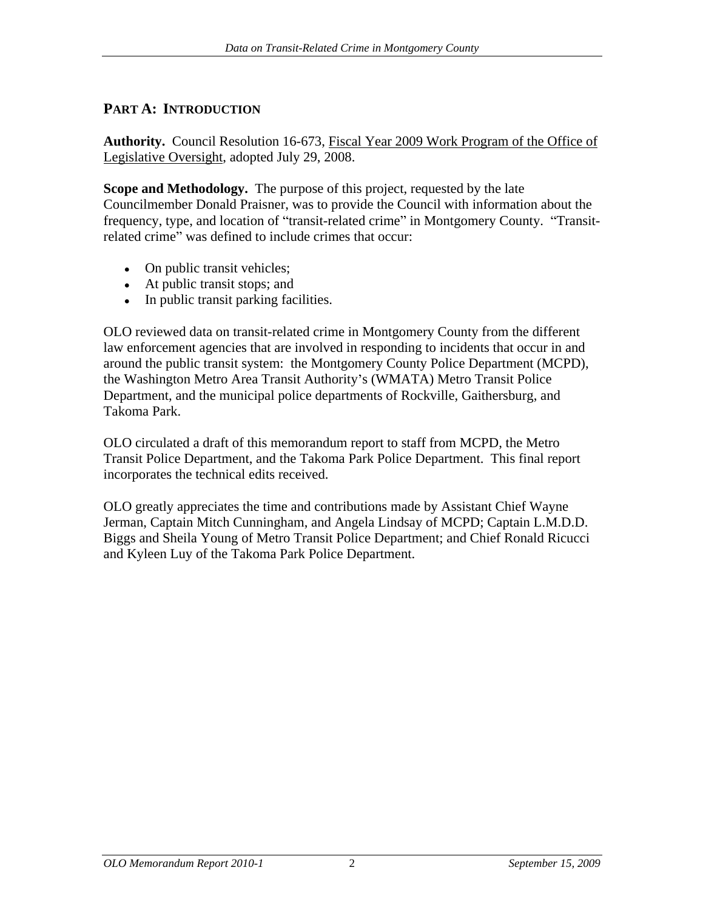## PART A: INTRODUCTION

**Authority.** Council Resolution 16-673, Fiscal Year 2009 Work Program of the Office of Legislative Oversight, adopted July 29, 2008.

**Scope and Methodology.** The purpose of this project, requested by the late Councilmember Donald Praisner, was to provide the Council with information about the frequency, type, and location of "transit-related crime" in Montgomery County. "Transit-related crime" was defined to include crimes that occur:

- On public transit vehicles;
- At public transit stops; and
- In public transit parking facilities.

OLO reviewed data on transit-related crime in Montgomery County from the different law enforcement agencies that are involved in responding to incidents that occur in and around the public transit system: the Montgomery County Police Department (MCPD), the Washington Metro Area Transit Authority's (WMATA) Metro Transit Police Department, and the municipal police departments of Rockville, Gaithersburg, and Takoma Park.

OLO circulated a draft of this memorandum report to staff from MCPD, the Metro Transit Police Department, and the Takoma Park Police Department. This final report incorporates the technical edits received.

OLO greatly appreciates the time and contributions made by Assistant Chief Wayne Jerman, Captain Mitch Cunningham, and Angela Lindsay of MCPD; Captain L.M.D.D. Biggs and Sheila Young of Metro Transit Police Department; and Chief Ronald Ricucci and Kyleen Luy of the Takoma Park Police Department.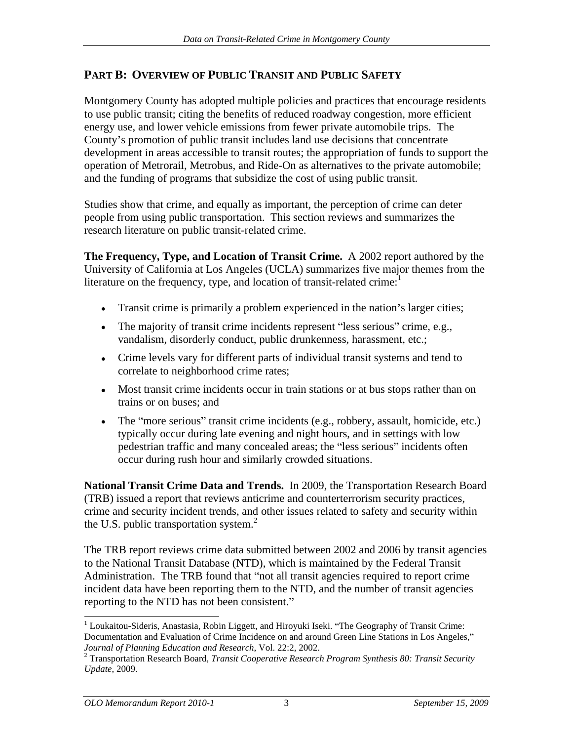## PART B: OVERVIEW OF PUBLIC TRANSIT AND PUBLIC SAFETY

Montgomery County has adopted multiple policies and practices that encourage residents to use public transit; citing the benefits of reduced roadway congestion, more efficient energy use, and lower vehicle emissions from fewer private automobile trips. The County's promotion of public transit includes land use decisions that concentrate development in areas accessible to transit routes; the appropriation of funds to support the operation of Metrorail, Metrobus, and Ride-On as alternatives to the private automobile; and the funding of programs that subsidize the cost of using public transit.

Studies show that crime, and equally as important, the perception of crime can deter people from using public transportation. This section reviews and summarizes the research literature on public transit-related crime.

**The Frequency, Type, and Location of Transit Crime.** A 2002 report authored by the University of California at Los Angeles (UCLA) summarizes five major themes from the literature on the frequency, type, and location of transit-related crime:[1]

- Transit crime is primarily a problem experienced in the nation's larger cities;
- The majority of transit crime incidents represent "less serious" crime, e.g., vandalism, disorderly conduct, public drunkenness, harassment, etc.;
- Crime levels vary for different parts of individual transit systems and tend to correlate to neighborhood crime rates;
- Most transit crime incidents occur in train stations or at bus stops rather than on trains or on buses; and
- The "more serious" transit crime incidents (e.g., robbery, assault, homicide, etc.) typically occur during late evening and night hours, and in settings with low pedestrian traffic and many concealed areas; the "less serious" incidents often occur during rush hour and similarly crowded situations.

**National Transit Crime Data and Trends.** In 2009, the Transportation Research Board (TRB) issued a report that reviews anticrime and counterterrorism security practices, crime and security incident trends, and other issues related to safety and security within the U.S. public transportation system.[2]

The TRB report reviews crime data submitted between 2002 and 2006 by transit agencies to the National Transit Database (NTD), which is maintained by the Federal Transit Administration. The TRB found that "not all transit agencies required to report crime incident data have been reporting them to the NTD, and the number of transit agencies reporting to the NTD has not been consistent."

---

[1] Loukaitou-Sideris, Anastasia, Robin Liggett, and Hiroyuki Iseki. "The Geography of Transit Crime: Documentation and Evaluation of Crime Incidence on and around Green Line Stations in Los Angeles," *Journal of Planning Education and Research*, Vol. 22:2, 2002.

[2] Transportation Research Board, *Transit Cooperative Research Program Synthesis 80: Transit Security Update*, 2009.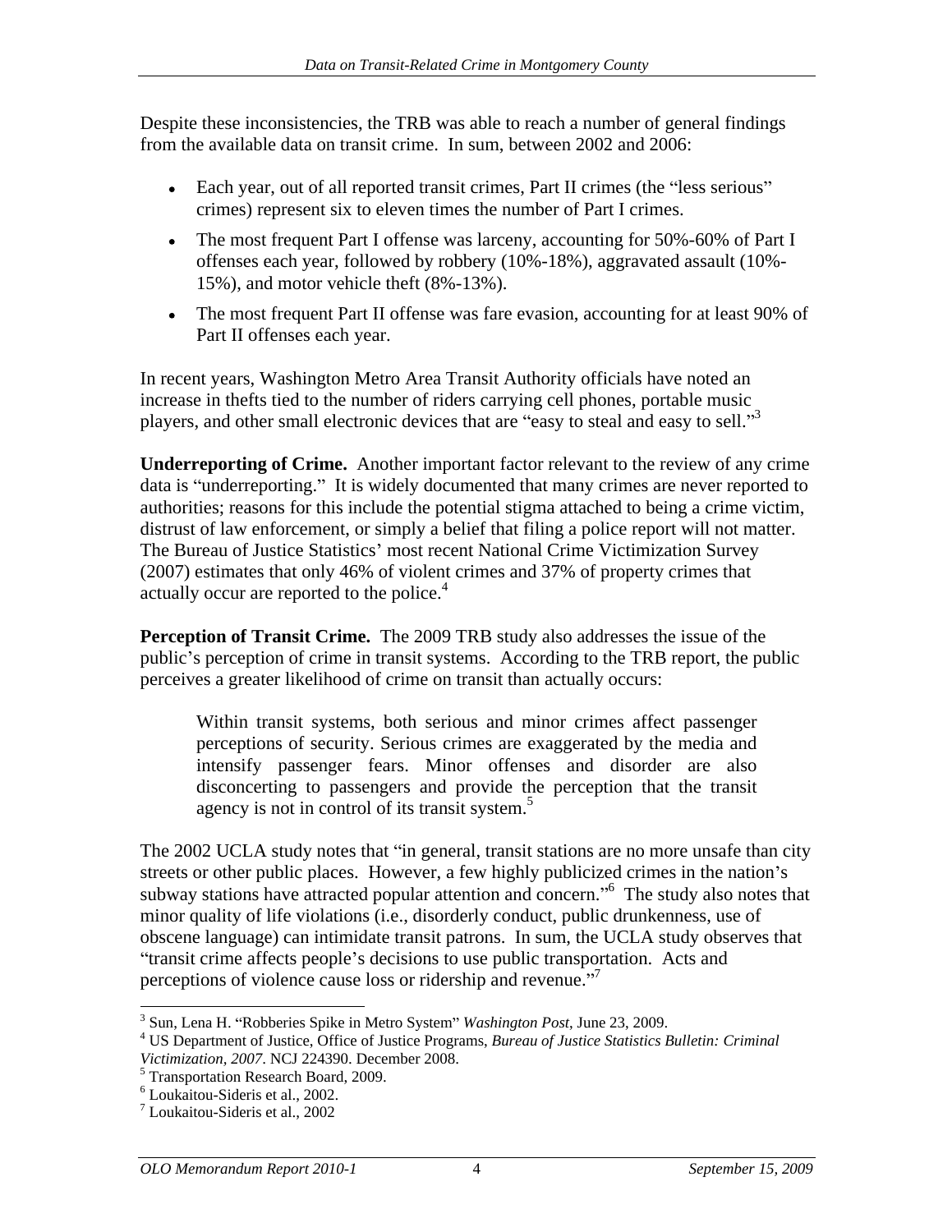Despite these inconsistencies, the TRB was able to reach a number of general findings from the available data on transit crime. In sum, between 2002 and 2006:

- Each year, out of all reported transit crimes, Part II crimes (the "less serious" crimes) represent six to eleven times the number of Part I crimes.
- The most frequent Part I offense was larceny, accounting for 50%-60% of Part I offenses each year, followed by robbery (10%-18%), aggravated assault (10%-15%), and motor vehicle theft (8%-13%).
- The most frequent Part II offense was fare evasion, accounting for at least 90% of Part II offenses each year.

In recent years, Washington Metro Area Transit Authority officials have noted an increase in thefts tied to the number of riders carrying cell phones, portable music players, and other small electronic devices that are "easy to steal and easy to sell."[3]

**Underreporting of Crime.** Another important factor relevant to the review of any crime data is "underreporting." It is widely documented that many crimes are never reported to authorities; reasons for this include the potential stigma attached to being a crime victim, distrust of law enforcement, or simply a belief that filing a police report will not matter. The Bureau of Justice Statistics' most recent National Crime Victimization Survey (2007) estimates that only 46% of violent crimes and 37% of property crimes that actually occur are reported to the police.[4]

**Perception of Transit Crime.** The 2009 TRB study also addresses the issue of the public's perception of crime in transit systems. According to the TRB report, the public perceives a greater likelihood of crime on transit than actually occurs:

> Within transit systems, both serious and minor crimes affect passenger perceptions of security. Serious crimes are exaggerated by the media and intensify passenger fears. Minor offenses and disorder are also disconcerting to passengers and provide the perception that the transit agency is not in control of its transit system.[5]

The 2002 UCLA study notes that "in general, transit stations are no more unsafe than city streets or other public places. However, a few highly publicized crimes in the nation's subway stations have attracted popular attention and concern."[6] The study also notes that minor quality of life violations (i.e., disorderly conduct, public drunkenness, use of obscene language) can intimidate transit patrons. In sum, the UCLA study observes that "transit crime affects people's decisions to use public transportation. Acts and perceptions of violence cause loss or ridership and revenue."[7]

---

[3] Sun, Lena H. "Robberies Spike in Metro System" *Washington Post*, June 23, 2009.
[4] US Department of Justice, Office of Justice Programs, *Bureau of Justice Statistics Bulletin: Criminal Victimization, 2007*. NCJ 224390. December 2008.
[5] Transportation Research Board, 2009.
[6] Loukaitou-Sideris et al., 2002.
[7] Loukaitou-Sideris et al., 2002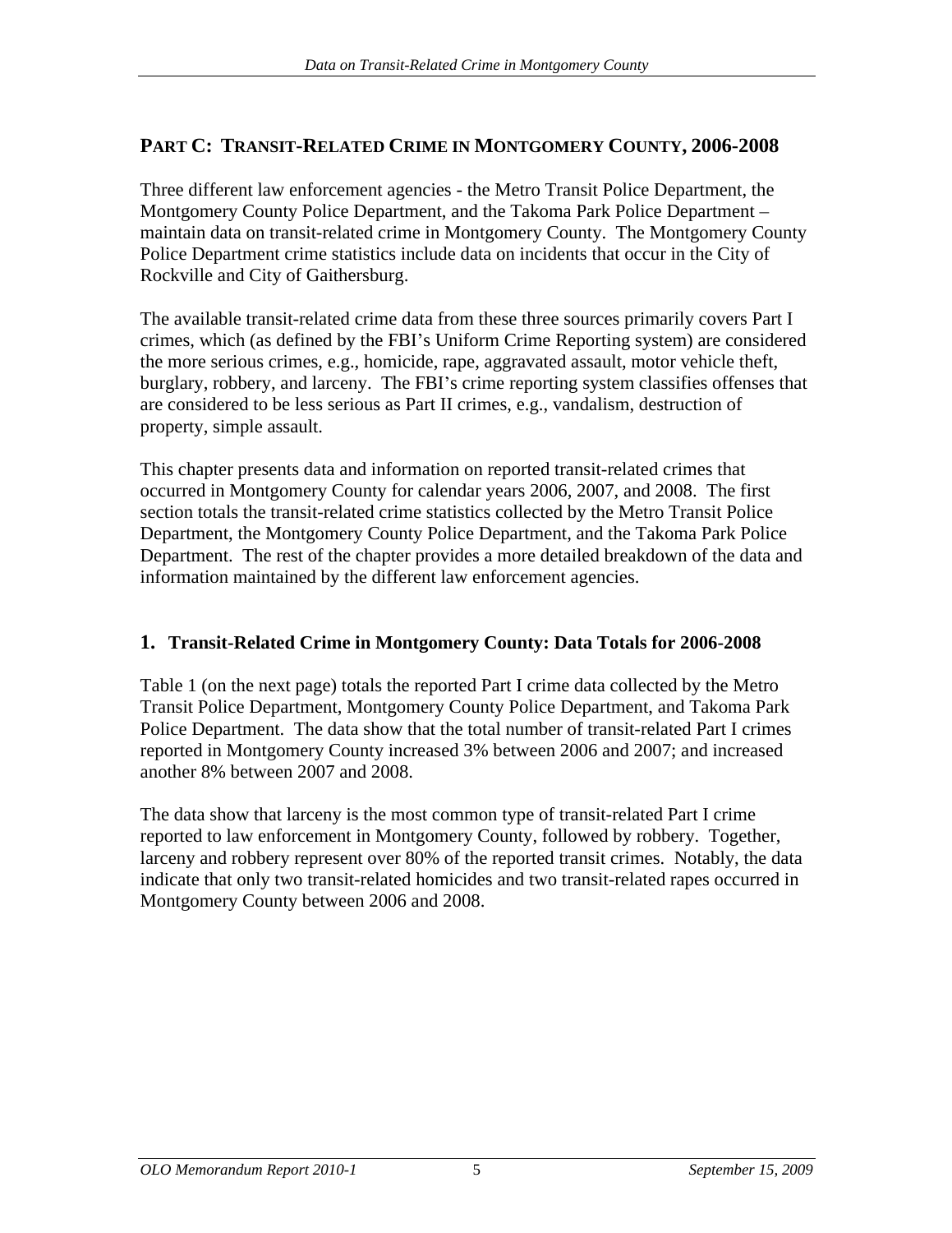## PART C: TRANSIT-RELATED CRIME IN MONTGOMERY COUNTY, 2006-2008

Three different law enforcement agencies - the Metro Transit Police Department, the Montgomery County Police Department, and the Takoma Park Police Department – maintain data on transit-related crime in Montgomery County. The Montgomery County Police Department crime statistics include data on incidents that occur in the City of Rockville and City of Gaithersburg.

The available transit-related crime data from these three sources primarily covers Part I crimes, which (as defined by the FBI's Uniform Crime Reporting system) are considered the more serious crimes, e.g., homicide, rape, aggravated assault, motor vehicle theft, burglary, robbery, and larceny. The FBI's crime reporting system classifies offenses that are considered to be less serious as Part II crimes, e.g., vandalism, destruction of property, simple assault.

This chapter presents data and information on reported transit-related crimes that occurred in Montgomery County for calendar years 2006, 2007, and 2008. The first section totals the transit-related crime statistics collected by the Metro Transit Police Department, the Montgomery County Police Department, and the Takoma Park Police Department. The rest of the chapter provides a more detailed breakdown of the data and information maintained by the different law enforcement agencies.

### 1. Transit-Related Crime in Montgomery County: Data Totals for 2006-2008

Table 1 (on the next page) totals the reported Part I crime data collected by the Metro Transit Police Department, Montgomery County Police Department, and Takoma Park Police Department. The data show that the total number of transit-related Part I crimes reported in Montgomery County increased 3% between 2006 and 2007; and increased another 8% between 2007 and 2008.

The data show that larceny is the most common type of transit-related Part I crime reported to law enforcement in Montgomery County, followed by robbery. Together, larceny and robbery represent over 80% of the reported transit crimes. Notably, the data indicate that only two transit-related homicides and two transit-related rapes occurred in Montgomery County between 2006 and 2008.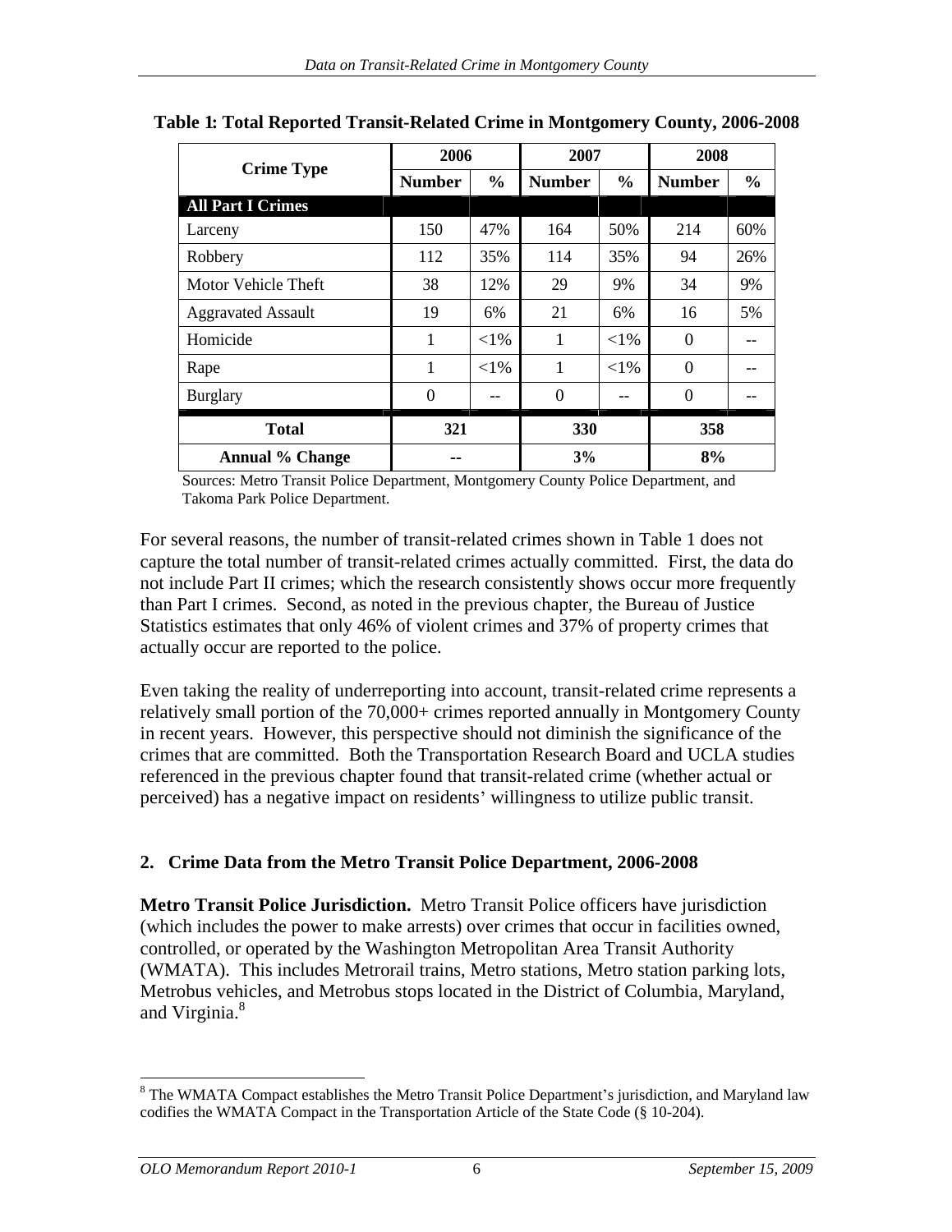**Table 1: Total Reported Transit-Related Crime in Montgomery County, 2006-2008**

| Crime Type | 2006 | | 2007 | | 2008 | |
|---|---|---|---|---|---|---|
| | Number | % | Number | % | Number | % |
| **All Part I Crimes** | | | | | | |
| Larceny | 150 | 47% | 164 | 50% | 214 | 60% |
| Robbery | 112 | 35% | 114 | 35% | 94 | 26% |
| Motor Vehicle Theft | 38 | 12% | 29 | 9% | 34 | 9% |
| Aggravated Assault | 19 | 6% | 21 | 6% | 16 | 5% |
| Homicide | 1 | <1% | 1 | <1% | 0 | -- |
| Rape | 1 | <1% | 1 | <1% | 0 | -- |
| Burglary | 0 | -- | 0 | -- | 0 | -- |
| **Total** | **321** | | **330** | | **358** | |
| **Annual % Change** | **--** | | **3%** | | **8%** | |

Sources: Metro Transit Police Department, Montgomery County Police Department, and Takoma Park Police Department.

For several reasons, the number of transit-related crimes shown in Table 1 does not capture the total number of transit-related crimes actually committed. First, the data do not include Part II crimes; which the research consistently shows occur more frequently than Part I crimes. Second, as noted in the previous chapter, the Bureau of Justice Statistics estimates that only 46% of violent crimes and 37% of property crimes that actually occur are reported to the police.

Even taking the reality of underreporting into account, transit-related crime represents a relatively small portion of the 70,000+ crimes reported annually in Montgomery County in recent years. However, this perspective should not diminish the significance of the crimes that are committed. Both the Transportation Research Board and UCLA studies referenced in the previous chapter found that transit-related crime (whether actual or perceived) has a negative impact on residents' willingness to utilize public transit.

## 2. Crime Data from the Metro Transit Police Department, 2006-2008

**Metro Transit Police Jurisdiction.** Metro Transit Police officers have jurisdiction (which includes the power to make arrests) over crimes that occur in facilities owned, controlled, or operated by the Washington Metropolitan Area Transit Authority (WMATA). This includes Metrorail trains, Metro stations, Metro station parking lots, Metrobus vehicles, and Metrobus stops located in the District of Columbia, Maryland, and Virginia.[8]

[8] The WMATA Compact establishes the Metro Transit Police Department's jurisdiction, and Maryland law codifies the WMATA Compact in the Transportation Article of the State Code (§ 10-204).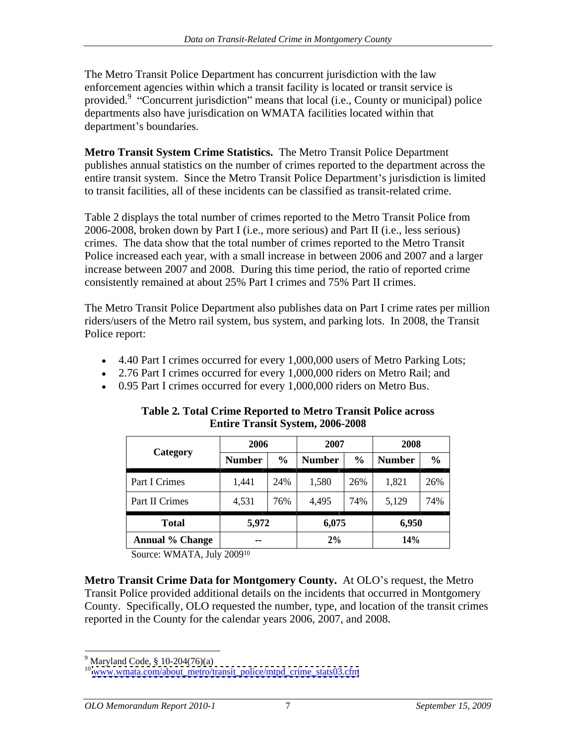The Metro Transit Police Department has concurrent jurisdiction with the law enforcement agencies within which a transit facility is located or transit service is provided.[9] "Concurrent jurisdiction" means that local (i.e., County or municipal) police departments also have jurisdication on WMATA facilities located within that department's boundaries.

**Metro Transit System Crime Statistics.** The Metro Transit Police Department publishes annual statistics on the number of crimes reported to the department across the entire transit system. Since the Metro Transit Police Department's jurisdiction is limited to transit facilities, all of these incidents can be classified as transit-related crime.

Table 2 displays the total number of crimes reported to the Metro Transit Police from 2006-2008, broken down by Part I (i.e., more serious) and Part II (i.e., less serious) crimes. The data show that the total number of crimes reported to the Metro Transit Police increased each year, with a small increase in between 2006 and 2007 and a larger increase between 2007 and 2008. During this time period, the ratio of reported crime consistently remained at about 25% Part I crimes and 75% Part II crimes.

The Metro Transit Police Department also publishes data on Part I crime rates per million riders/users of the Metro rail system, bus system, and parking lots. In 2008, the Transit Police report:

- 4.40 Part I crimes occurred for every 1,000,000 users of Metro Parking Lots;
- 2.76 Part I crimes occurred for every 1,000,000 riders on Metro Rail; and
- 0.95 Part I crimes occurred for every 1,000,000 riders on Metro Bus.

**Table 2. Total Crime Reported to Metro Transit Police across Entire Transit System, 2006-2008**

| Category | 2006 | | 2007 | | 2008 | |
|---|---|---|---|---|---|---|
| | Number | % | Number | % | Number | % |
| Part I Crimes | 1,441 | 24% | 1,580 | 26% | 1,821 | 26% |
| Part II Crimes | 4,531 | 76% | 4,495 | 74% | 5,129 | 74% |
| **Total** | **5,972** | | **6,075** | | **6,950** | |
| **Annual % Change** | **--** | | **2%** | | **14%** | |

Source: WMATA, July 2009[10]

**Metro Transit Crime Data for Montgomery County.** At OLO's request, the Metro Transit Police provided additional details on the incidents that occurred in Montgomery County. Specifically, OLO requested the number, type, and location of the transit crimes reported in the County for the calendar years 2006, 2007, and 2008.

[9] Maryland Code, § 10-204(76)(a)

[10] www.wmata.com/about_metro/transit_police/mtpd_crime_stats03.cfm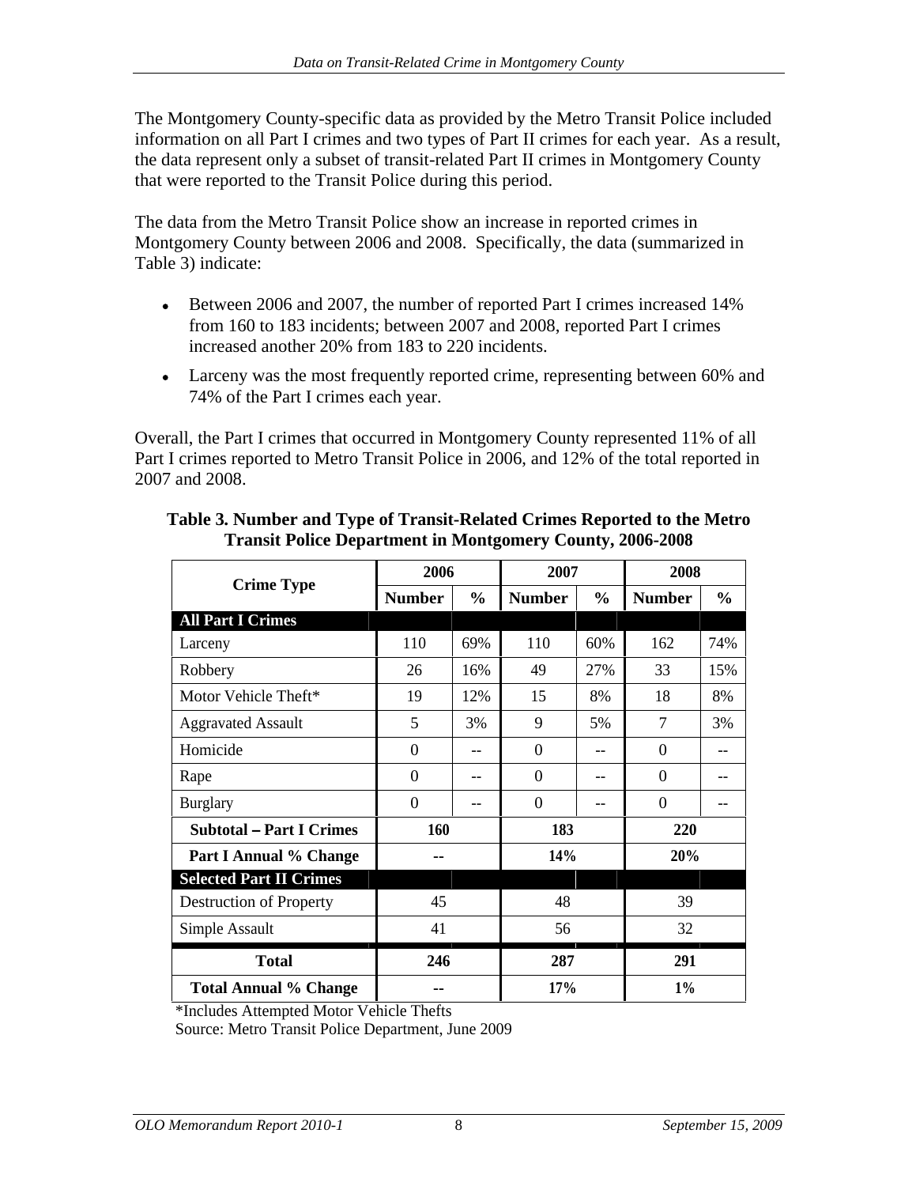The Montgomery County-specific data as provided by the Metro Transit Police included information on all Part I crimes and two types of Part II crimes for each year. As a result, the data represent only a subset of transit-related Part II crimes in Montgomery County that were reported to the Transit Police during this period.

The data from the Metro Transit Police show an increase in reported crimes in Montgomery County between 2006 and 2008. Specifically, the data (summarized in Table 3) indicate:

- Between 2006 and 2007, the number of reported Part I crimes increased 14% from 160 to 183 incidents; between 2007 and 2008, reported Part I crimes increased another 20% from 183 to 220 incidents.
- Larceny was the most frequently reported crime, representing between 60% and 74% of the Part I crimes each year.

Overall, the Part I crimes that occurred in Montgomery County represented 11% of all Part I crimes reported to Metro Transit Police in 2006, and 12% of the total reported in 2007 and 2008.

**Table 3. Number and Type of Transit-Related Crimes Reported to the Metro Transit Police Department in Montgomery County, 2006-2008**

| Crime Type | 2006 | | 2007 | | 2008 | |
|---|---|---|---|---|---|---|
| | Number | % | Number | % | Number | % |
| **All Part I Crimes** | | | | | | |
| Larceny | 110 | 69% | 110 | 60% | 162 | 74% |
| Robbery | 26 | 16% | 49 | 27% | 33 | 15% |
| Motor Vehicle Theft* | 19 | 12% | 15 | 8% | 18 | 8% |
| Aggravated Assault | 5 | 3% | 9 | 5% | 7 | 3% |
| Homicide | 0 | -- | 0 | -- | 0 | -- |
| Rape | 0 | -- | 0 | -- | 0 | -- |
| Burglary | 0 | -- | 0 | -- | 0 | -- |
| **Subtotal – Part I Crimes** | **160** | | **183** | | **220** | |
| **Part I Annual % Change** | **--** | | **14%** | | **20%** | |
| **Selected Part II Crimes** | | | | | | |
| Destruction of Property | 45 | | 48 | | 39 | |
| Simple Assault | 41 | | 56 | | 32 | |
| **Total** | **246** | | **287** | | **291** | |
| **Total Annual % Change** | **--** | | **17%** | | **1%** | |

*Includes Attempted Motor Vehicle Thefts

Source: Metro Transit Police Department, June 2009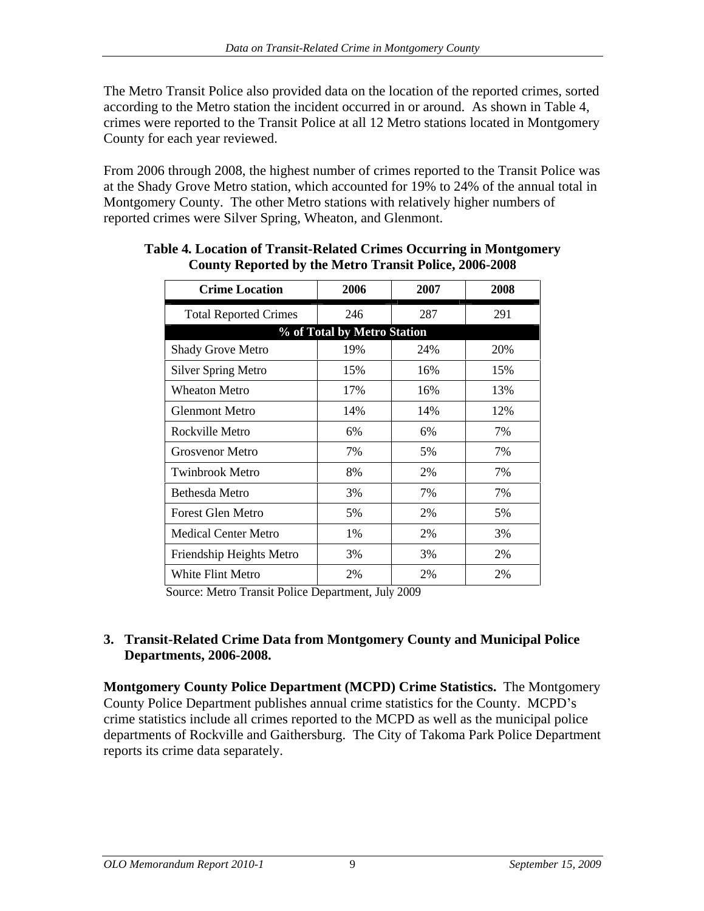The Metro Transit Police also provided data on the location of the reported crimes, sorted according to the Metro station the incident occurred in or around. As shown in Table 4, crimes were reported to the Transit Police at all 12 Metro stations located in Montgomery County for each year reviewed.

From 2006 through 2008, the highest number of crimes reported to the Transit Police was at the Shady Grove Metro station, which accounted for 19% to 24% of the annual total in Montgomery County. The other Metro stations with relatively higher numbers of reported crimes were Silver Spring, Wheaton, and Glenmont.

**Table 4. Location of Transit-Related Crimes Occurring in Montgomery County Reported by the Metro Transit Police, 2006-2008**

| Crime Location | 2006 | 2007 | 2008 |
|---|---|---|---|
| Total Reported Crimes | 246 | 287 | 291 |
| **% of Total by Metro Station** | | | |
| Shady Grove Metro | 19% | 24% | 20% |
| Silver Spring Metro | 15% | 16% | 15% |
| Wheaton Metro | 17% | 16% | 13% |
| Glenmont Metro | 14% | 14% | 12% |
| Rockville Metro | 6% | 6% | 7% |
| Grosvenor Metro | 7% | 5% | 7% |
| Twinbrook Metro | 8% | 2% | 7% |
| Bethesda Metro | 3% | 7% | 7% |
| Forest Glen Metro | 5% | 2% | 5% |
| Medical Center Metro | 1% | 2% | 3% |
| Friendship Heights Metro | 3% | 3% | 2% |
| White Flint Metro | 2% | 2% | 2% |

Source: Metro Transit Police Department, July 2009

### 3. Transit-Related Crime Data from Montgomery County and Municipal Police Departments, 2006-2008.

**Montgomery County Police Department (MCPD) Crime Statistics.** The Montgomery County Police Department publishes annual crime statistics for the County. MCPD's crime statistics include all crimes reported to the MCPD as well as the municipal police departments of Rockville and Gaithersburg. The City of Takoma Park Police Department reports its crime data separately.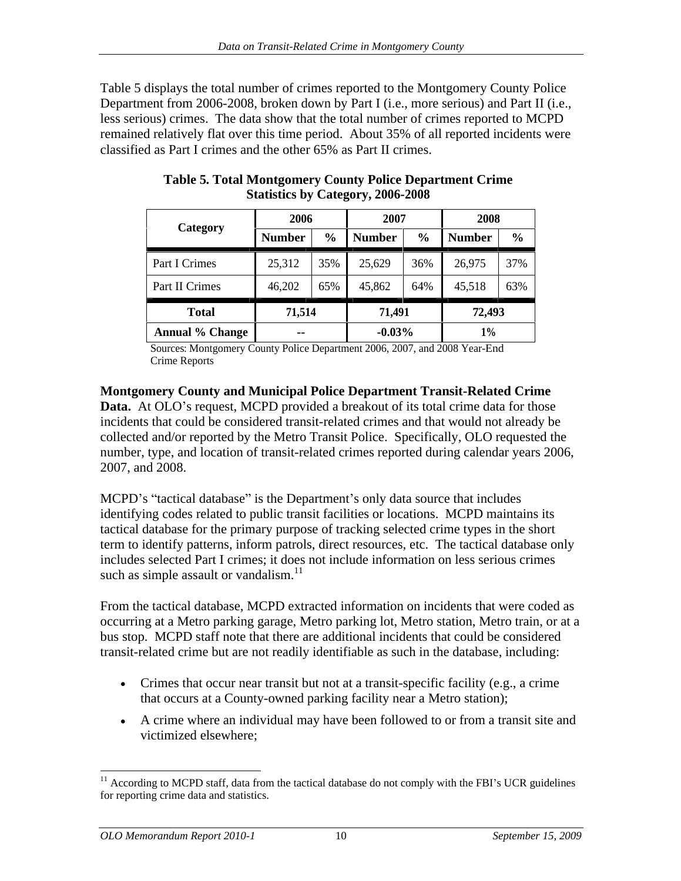Table 5 displays the total number of crimes reported to the Montgomery County Police Department from 2006-2008, broken down by Part I (i.e., more serious) and Part II (i.e., less serious) crimes. The data show that the total number of crimes reported to MCPD remained relatively flat over this time period. About 35% of all reported incidents were classified as Part I crimes and the other 65% as Part II crimes.

**Table 5. Total Montgomery County Police Department Crime Statistics by Category, 2006-2008**

| Category | 2006 | | 2007 | | 2008 | |
|---|---|---|---|---|---|---|
| | Number | % | Number | % | Number | % |
| Part I Crimes | 25,312 | 35% | 25,629 | 36% | 26,975 | 37% |
| Part II Crimes | 46,202 | 65% | 45,862 | 64% | 45,518 | 63% |
| **Total** | **71,514** | | **71,491** | | **72,493** | |
| **Annual % Change** | **--** | | **-0.03%** | | **1%** | |

Sources: Montgomery County Police Department 2006, 2007, and 2008 Year-End Crime Reports

**Montgomery County and Municipal Police Department Transit-Related Crime Data.** At OLO's request, MCPD provided a breakout of its total crime data for those incidents that could be considered transit-related crimes and that would not already be collected and/or reported by the Metro Transit Police. Specifically, OLO requested the number, type, and location of transit-related crimes reported during calendar years 2006, 2007, and 2008.

MCPD's "tactical database" is the Department's only data source that includes identifying codes related to public transit facilities or locations. MCPD maintains its tactical database for the primary purpose of tracking selected crime types in the short term to identify patterns, inform patrols, direct resources, etc. The tactical database only includes selected Part I crimes; it does not include information on less serious crimes such as simple assault or vandalism.[11]

From the tactical database, MCPD extracted information on incidents that were coded as occurring at a Metro parking garage, Metro parking lot, Metro station, Metro train, or at a bus stop. MCPD staff note that there are additional incidents that could be considered transit-related crime but are not readily identifiable as such in the database, including:

- Crimes that occur near transit but not at a transit-specific facility (e.g., a crime that occurs at a County-owned parking facility near a Metro station);
- A crime where an individual may have been followed to or from a transit site and victimized elsewhere;

[11] According to MCPD staff, data from the tactical database do not comply with the FBI's UCR guidelines for reporting crime data and statistics.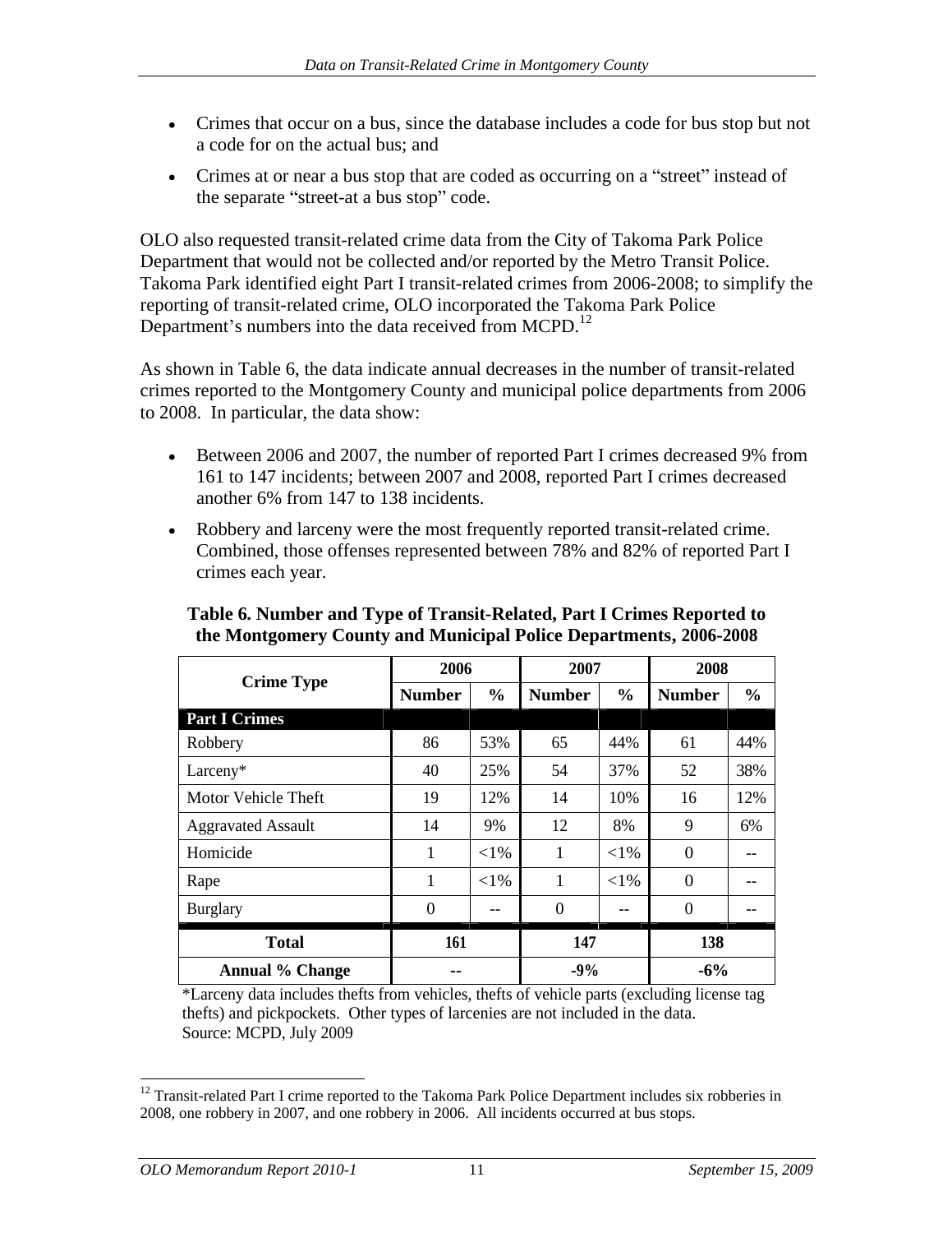- Crimes that occur on a bus, since the database includes a code for bus stop but not a code for on the actual bus; and
- Crimes at or near a bus stop that are coded as occurring on a "street" instead of the separate "street-at a bus stop" code.

OLO also requested transit-related crime data from the City of Takoma Park Police Department that would not be collected and/or reported by the Metro Transit Police. Takoma Park identified eight Part I transit-related crimes from 2006-2008; to simplify the reporting of transit-related crime, OLO incorporated the Takoma Park Police Department's numbers into the data received from MCPD.[12]

As shown in Table 6, the data indicate annual decreases in the number of transit-related crimes reported to the Montgomery County and municipal police departments from 2006 to 2008. In particular, the data show:

- Between 2006 and 2007, the number of reported Part I crimes decreased 9% from 161 to 147 incidents; between 2007 and 2008, reported Part I crimes decreased another 6% from 147 to 138 incidents.
- Robbery and larceny were the most frequently reported transit-related crime. Combined, those offenses represented between 78% and 82% of reported Part I crimes each year.

**Table 6. Number and Type of Transit-Related, Part I Crimes Reported to the Montgomery County and Municipal Police Departments, 2006-2008**

| Crime Type | 2006 | | 2007 | | 2008 | |
|---|---|---|---|---|---|---|
| | Number | % | Number | % | Number | % |
| **Part I Crimes** | | | | | | |
| Robbery | 86 | 53% | 65 | 44% | 61 | 44% |
| Larceny* | 40 | 25% | 54 | 37% | 52 | 38% |
| Motor Vehicle Theft | 19 | 12% | 14 | 10% | 16 | 12% |
| Aggravated Assault | 14 | 9% | 12 | 8% | 9 | 6% |
| Homicide | 1 | <1% | 1 | <1% | 0 | -- |
| Rape | 1 | <1% | 1 | <1% | 0 | -- |
| Burglary | 0 | -- | 0 | -- | 0 | -- |
| **Total** | **161** | | **147** | | **138** | |
| **Annual % Change** | **--** | | **-9%** | | **-6%** | |

*Larceny data includes thefts from vehicles, thefts of vehicle parts (excluding license tag thefts) and pickpockets. Other types of larcenies are not included in the data.
Source: MCPD, July 2009

[12] Transit-related Part I crime reported to the Takoma Park Police Department includes six robberies in 2008, one robbery in 2007, and one robbery in 2006. All incidents occurred at bus stops.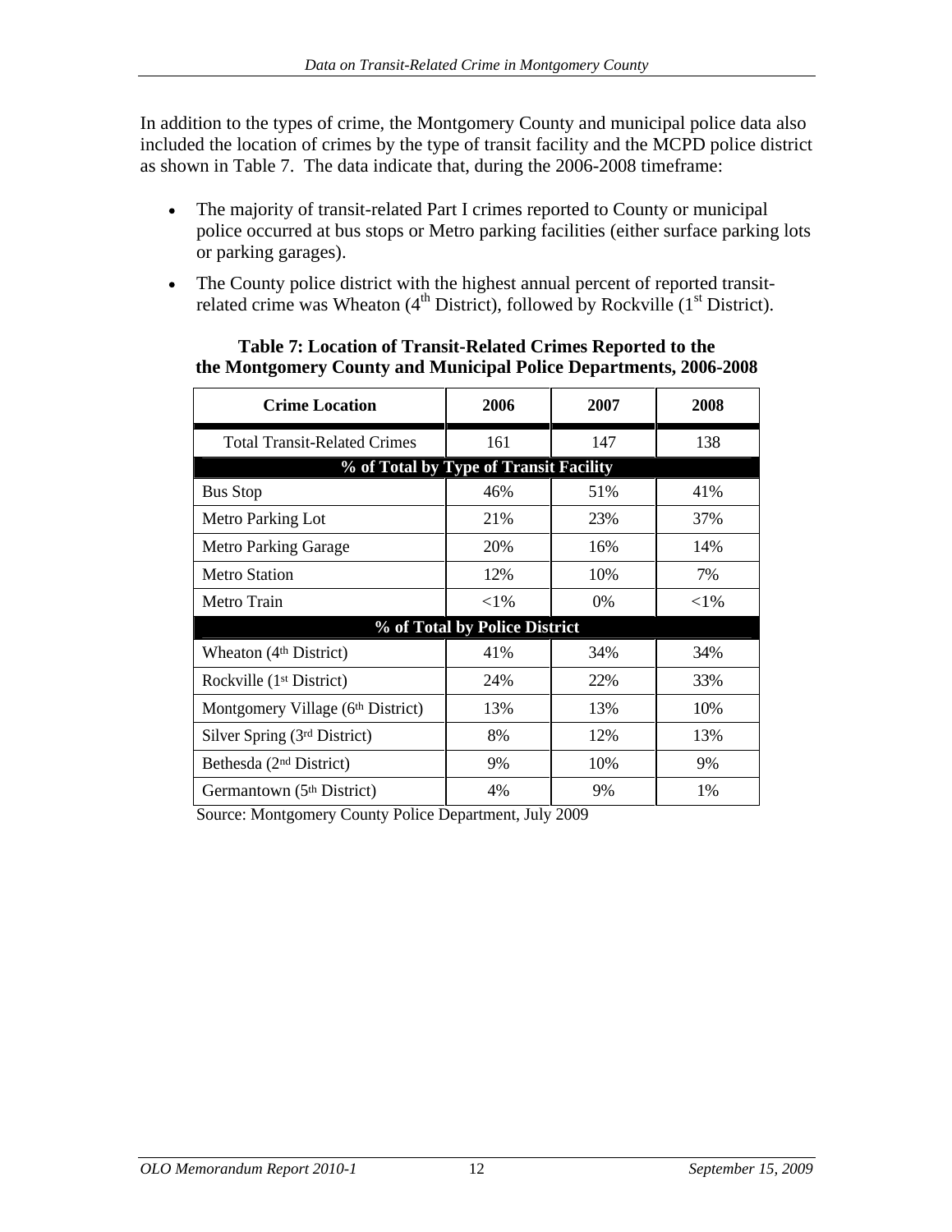In addition to the types of crime, the Montgomery County and municipal police data also included the location of crimes by the type of transit facility and the MCPD police district as shown in Table 7. The data indicate that, during the 2006-2008 timeframe:

- The majority of transit-related Part I crimes reported to County or municipal police occurred at bus stops or Metro parking facilities (either surface parking lots or parking garages).
- The County police district with the highest annual percent of reported transit-related crime was Wheaton (4th District), followed by Rockville (1st District).

**Table 7: Location of Transit-Related Crimes Reported to the the Montgomery County and Municipal Police Departments, 2006-2008**

| Crime Location | 2006 | 2007 | 2008 |
|---|---|---|---|
| Total Transit-Related Crimes | 161 | 147 | 138 |
| **% of Total by Type of Transit Facility** | | | |
| Bus Stop | 46% | 51% | 41% |
| Metro Parking Lot | 21% | 23% | 37% |
| Metro Parking Garage | 20% | 16% | 14% |
| Metro Station | 12% | 10% | 7% |
| Metro Train | <1% | 0% | <1% |
| **% of Total by Police District** | | | |
| Wheaton (4th District) | 41% | 34% | 34% |
| Rockville (1st District) | 24% | 22% | 33% |
| Montgomery Village (6th District) | 13% | 13% | 10% |
| Silver Spring (3rd District) | 8% | 12% | 13% |
| Bethesda (2nd District) | 9% | 10% | 9% |
| Germantown (5th District) | 4% | 9% | 1% |

Source: Montgomery County Police Department, July 2009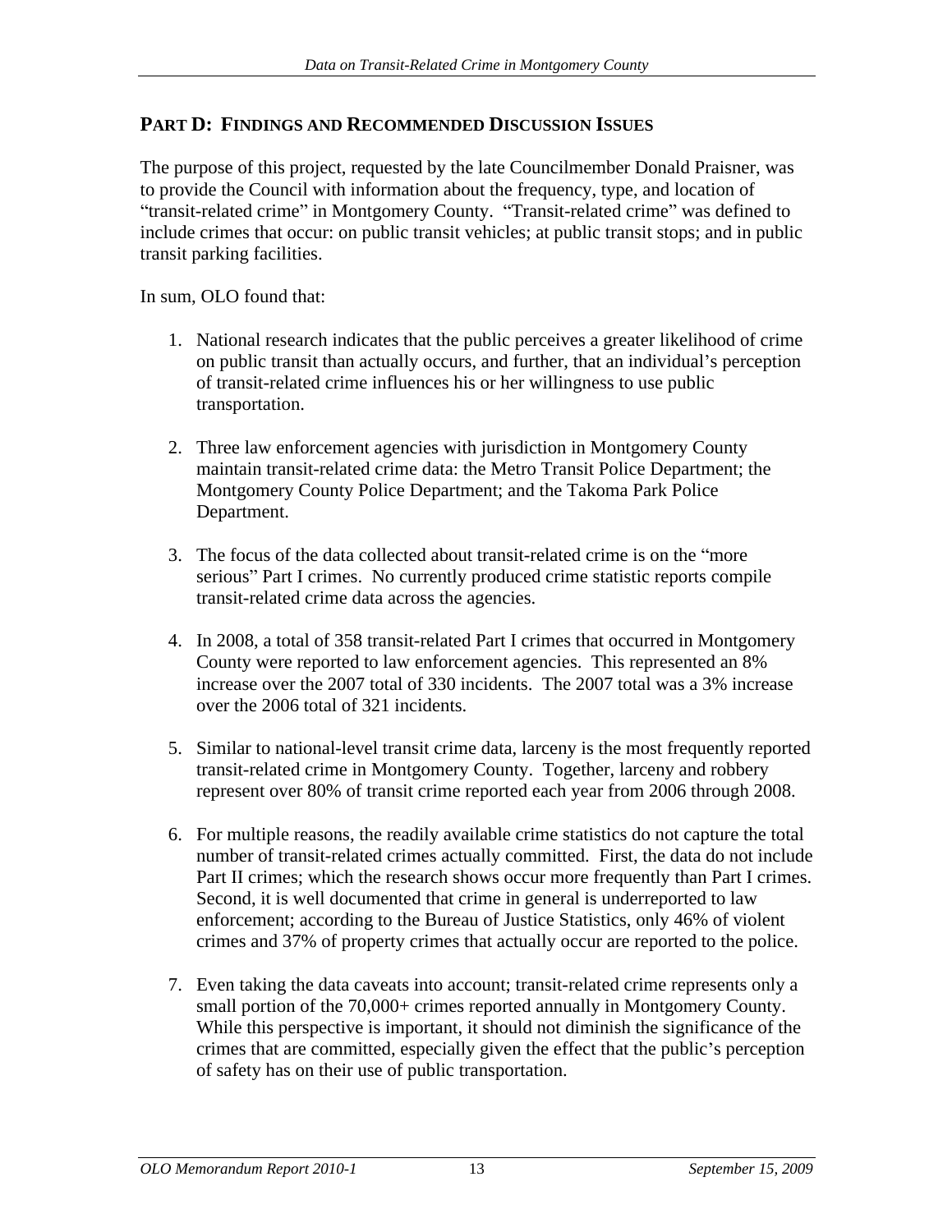## PART D: FINDINGS AND RECOMMENDED DISCUSSION ISSUES

The purpose of this project, requested by the late Councilmember Donald Praisner, was to provide the Council with information about the frequency, type, and location of "transit-related crime" in Montgomery County. "Transit-related crime" was defined to include crimes that occur: on public transit vehicles; at public transit stops; and in public transit parking facilities.

In sum, OLO found that:

1. National research indicates that the public perceives a greater likelihood of crime on public transit than actually occurs, and further, that an individual's perception of transit-related crime influences his or her willingness to use public transportation.

2. Three law enforcement agencies with jurisdiction in Montgomery County maintain transit-related crime data: the Metro Transit Police Department; the Montgomery County Police Department; and the Takoma Park Police Department.

3. The focus of the data collected about transit-related crime is on the "more serious" Part I crimes. No currently produced crime statistic reports compile transit-related crime data across the agencies.

4. In 2008, a total of 358 transit-related Part I crimes that occurred in Montgomery County were reported to law enforcement agencies. This represented an 8% increase over the 2007 total of 330 incidents. The 2007 total was a 3% increase over the 2006 total of 321 incidents.

5. Similar to national-level transit crime data, larceny is the most frequently reported transit-related crime in Montgomery County. Together, larceny and robbery represent over 80% of transit crime reported each year from 2006 through 2008.

6. For multiple reasons, the readily available crime statistics do not capture the total number of transit-related crimes actually committed. First, the data do not include Part II crimes; which the research shows occur more frequently than Part I crimes. Second, it is well documented that crime in general is underreported to law enforcement; according to the Bureau of Justice Statistics, only 46% of violent crimes and 37% of property crimes that actually occur are reported to the police.

7. Even taking the data caveats into account; transit-related crime represents only a small portion of the 70,000+ crimes reported annually in Montgomery County. While this perspective is important, it should not diminish the significance of the crimes that are committed, especially given the effect that the public's perception of safety has on their use of public transportation.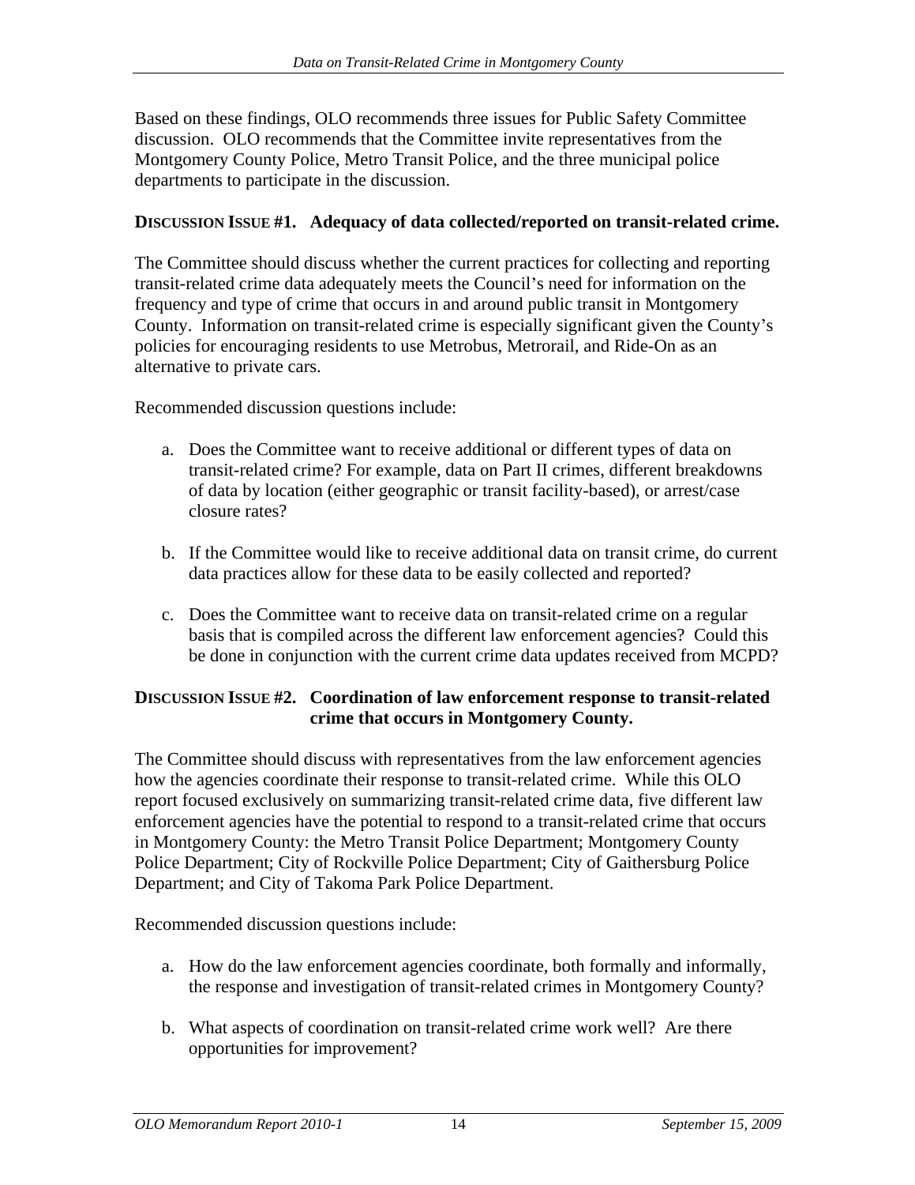Based on these findings, OLO recommends three issues for Public Safety Committee discussion. OLO recommends that the Committee invite representatives from the Montgomery County Police, Metro Transit Police, and the three municipal police departments to participate in the discussion.

**DISCUSSION ISSUE #1. Adequacy of data collected/reported on transit-related crime.**

The Committee should discuss whether the current practices for collecting and reporting transit-related crime data adequately meets the Council's need for information on the frequency and type of crime that occurs in and around public transit in Montgomery County. Information on transit-related crime is especially significant given the County's policies for encouraging residents to use Metrobus, Metrorail, and Ride-On as an alternative to private cars.

Recommended discussion questions include:

a. Does the Committee want to receive additional or different types of data on transit-related crime? For example, data on Part II crimes, different breakdowns of data by location (either geographic or transit facility-based), or arrest/case closure rates?

b. If the Committee would like to receive additional data on transit crime, do current data practices allow for these data to be easily collected and reported?

c. Does the Committee want to receive data on transit-related crime on a regular basis that is compiled across the different law enforcement agencies? Could this be done in conjunction with the current crime data updates received from MCPD?

**DISCUSSION ISSUE #2. Coordination of law enforcement response to transit-related crime that occurs in Montgomery County.**

The Committee should discuss with representatives from the law enforcement agencies how the agencies coordinate their response to transit-related crime. While this OLO report focused exclusively on summarizing transit-related crime data, five different law enforcement agencies have the potential to respond to a transit-related crime that occurs in Montgomery County: the Metro Transit Police Department; Montgomery County Police Department; City of Rockville Police Department; City of Gaithersburg Police Department; and City of Takoma Park Police Department.

Recommended discussion questions include:

a. How do the law enforcement agencies coordinate, both formally and informally, the response and investigation of transit-related crimes in Montgomery County?

b. What aspects of coordination on transit-related crime work well? Are there opportunities for improvement?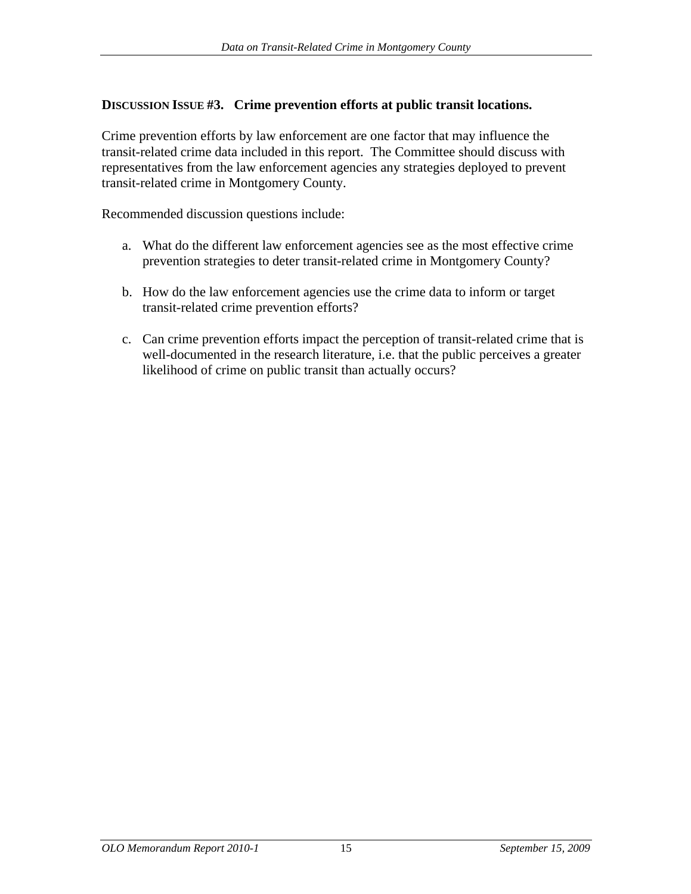## Discussion Issue #3. Crime prevention efforts at public transit locations.

Crime prevention efforts by law enforcement are one factor that may influence the transit-related crime data included in this report. The Committee should discuss with representatives from the law enforcement agencies any strategies deployed to prevent transit-related crime in Montgomery County.

Recommended discussion questions include:

a. What do the different law enforcement agencies see as the most effective crime prevention strategies to deter transit-related crime in Montgomery County?

b. How do the law enforcement agencies use the crime data to inform or target transit-related crime prevention efforts?

c. Can crime prevention efforts impact the perception of transit-related crime that is well-documented in the research literature, i.e. that the public perceives a greater likelihood of crime on public transit than actually occurs?